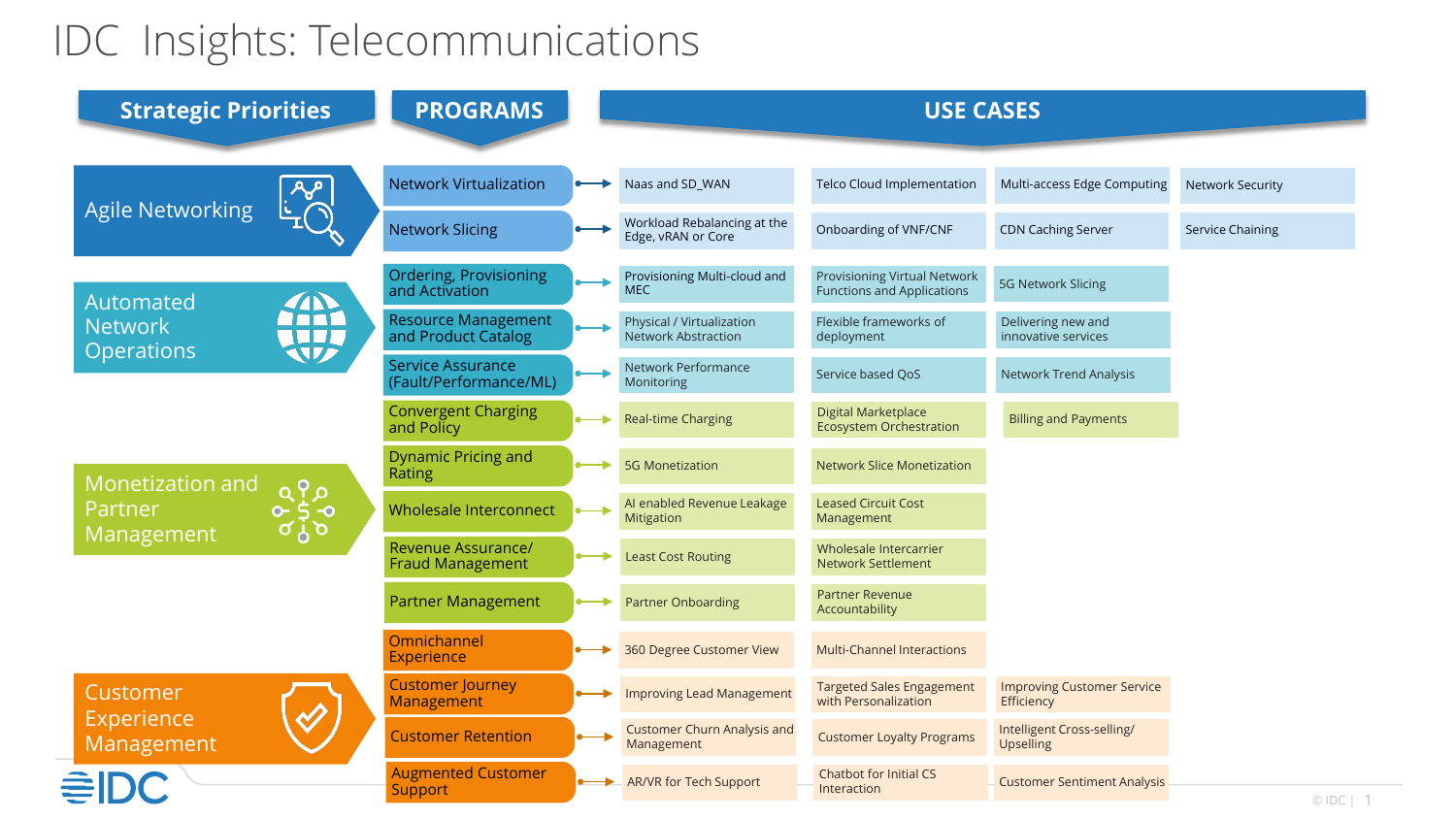# IDC Insights: Telecommunications

| Strategic Priorities | PROGRAMS | USE CASES | | | |
|---|---|---|---|---|---|
| Agile Networking | Network Virtualization | Naas and SD_WAN | Telco Cloud Implementation | Multi-access Edge Computing | Network Security |
| | Network Slicing | Workload Rebalancing at the Edge, vRAN or Core | Onboarding of VNF/CNF | CDN Caching Server | Service Chaining |
| Automated Network Operations | Ordering, Provisioning and Activation | Provisioning Multi-cloud and MEC | Provisioning Virtual Network Functions and Applications | 5G Network Slicing | |
| | Resource Management and Product Catalog | Physical / Virtualization Network Abstraction | Flexible frameworks of deployment | Delivering new and innovative services | |
| | Service Assurance (Fault/Performance/ML) | Network Performance Monitoring | Service based QoS | Network Trend Analysis | |
| Monetization and Partner Management | Convergent Charging and Policy | Real-time Charging | Digital Marketplace Ecosystem Orchestration | Billing and Payments | |
| | Dynamic Pricing and Rating | 5G Monetization | Network Slice Monetization | | |
| | Wholesale Interconnect | AI enabled Revenue Leakage Mitigation | Leased Circuit Cost Management | | |
| | Revenue Assurance/ Fraud Management | Least Cost Routing | Wholesale Intercarrier Network Settlement | | |
| | Partner Management | Partner Onboarding | Partner Revenue Accountability | | |
| Customer Experience Management | Omnichannel Experience | 360 Degree Customer View | Multi-Channel Interactions | | |
| | Customer Journey Management | Improving Lead Management | Targeted Sales Engagement with Personalization | Improving Customer Service Efficiency | |
| | Customer Retention | Customer Churn Analysis and Management | Customer Loyalty Programs | Intelligent Cross-selling/ Upselling | |
| | Augmented Customer Support | AR/VR for Tech Support | Chatbot for Initial CS Interaction | Customer Sentiment Analysis | |

IDC

© IDC |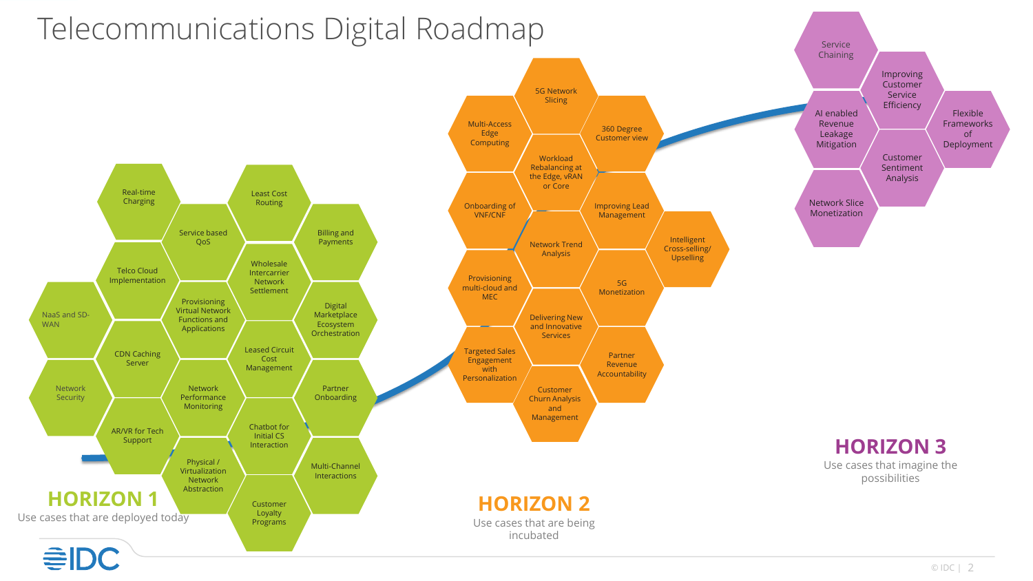# Telecommunications Digital Roadmap

## HORIZON 1

Use cases that are deployed today

- Real-time Charging
- Least Cost Routing
- Service based QoS
- Billing and Payments
- Telco Cloud Implementation
- Wholesale Intercarrier Network Settlement
- NaaS and SD-WAN
- Provisioning Virtual Network Functions and Applications
- Digital Marketplace Ecosystem Orchestration
- CDN Caching Server
- Leased Circuit Cost Management
- Network Security
- Network Performance Monitoring
- Partner Onboarding
- AR/VR for Tech Support
- Chatbot for Initial CS Interaction
- Physical / Virtualization Network Abstraction
- Multi-Channel Interactions
- Customer Loyalty Programs

## HORIZON 2

Use cases that are being incubated

- 5G Network Slicing
- Multi-Access Edge Computing
- 360 Degree Customer view
- Workload Rebalancing at the Edge, vRAN or Core
- Onboarding of VNF/CNF
- Improving Lead Management
- Network Trend Analysis
- Intelligent Cross-selling/ Upselling
- Provisioning multi-cloud and MEC
- 5G Monetization
- Delivering New and Innovative Services
- Targeted Sales Engagement with Personalization
- Partner Revenue Accountability
- Customer Churn Analysis and Management

## HORIZON 3

Use cases that imagine the possibilities

- Service Chaining
- Improving Customer Service Efficiency
- AI enabled Revenue Leakage Mitigation
- Flexible Frameworks of Deployment
- Customer Sentiment Analysis
- Network Slice Monetization

IDC

© IDC